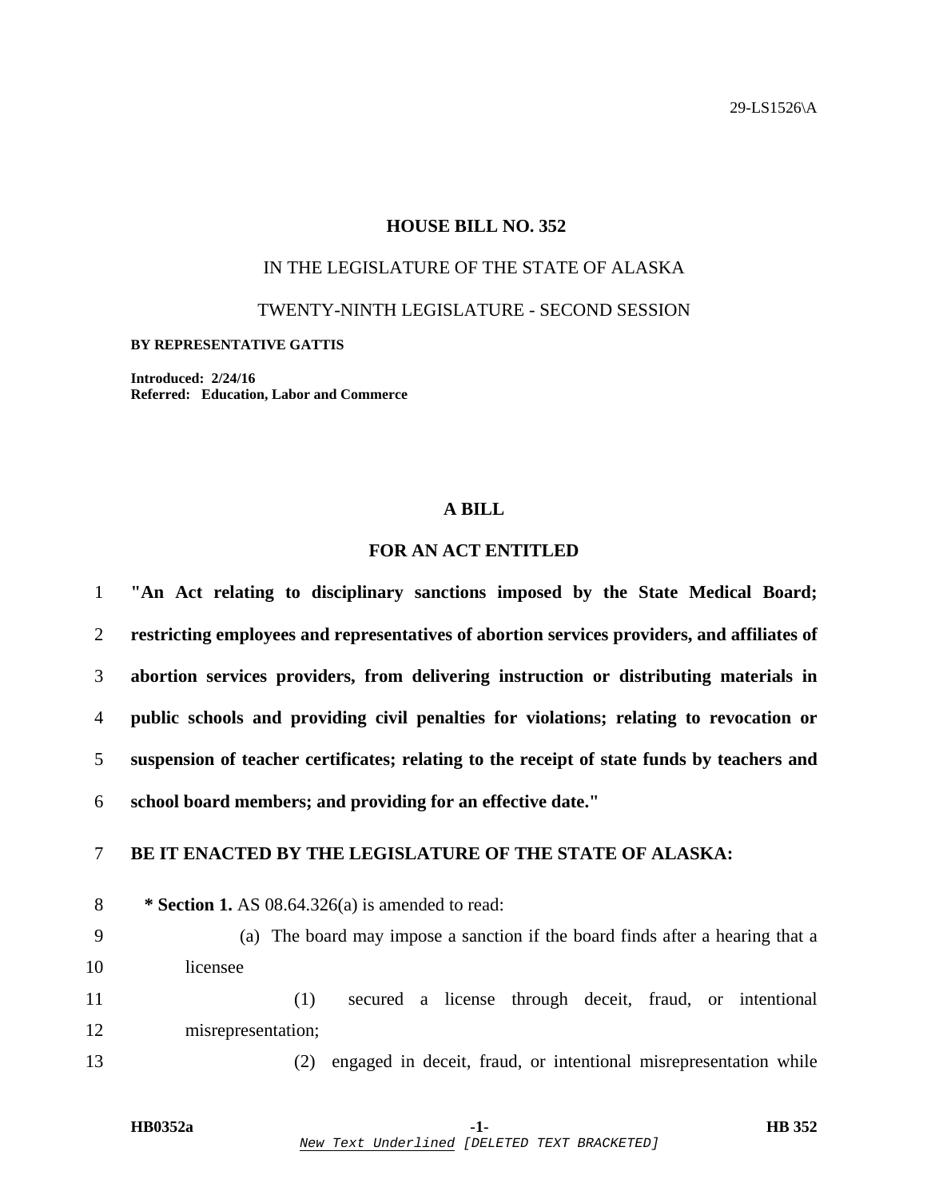29-LS1526\A

# HOUSE BILL NO. 352

IN THE LEGISLATURE OF THE STATE OF ALASKA

TWENTY-NINTH LEGISLATURE - SECOND SESSION

**BY REPRESENTATIVE GATTIS**

**Introduced: 2/24/16**
**Referred: Education, Labor and Commerce**

## A BILL

## FOR AN ACT ENTITLED

1 **"An Act relating to disciplinary sanctions imposed by the State Medical Board;**
2 **restricting employees and representatives of abortion services providers, and affiliates of**
3 **abortion services providers, from delivering instruction or distributing materials in**
4 **public schools and providing civil penalties for violations; relating to revocation or**
5 **suspension of teacher certificates; relating to the receipt of state funds by teachers and**
6 **school board members; and providing for an effective date."**

7 **BE IT ENACTED BY THE LEGISLATURE OF THE STATE OF ALASKA:**

8 **\* Section 1.** AS 08.64.326(a) is amended to read:

9 (a) The board may impose a sanction if the board finds after a hearing that a
10 licensee

11 (1) secured a license through deceit, fraud, or intentional
12 misrepresentation;

13 (2) engaged in deceit, fraud, or intentional misrepresentation while

New Text Underlined [DELETED TEXT BRACKETED]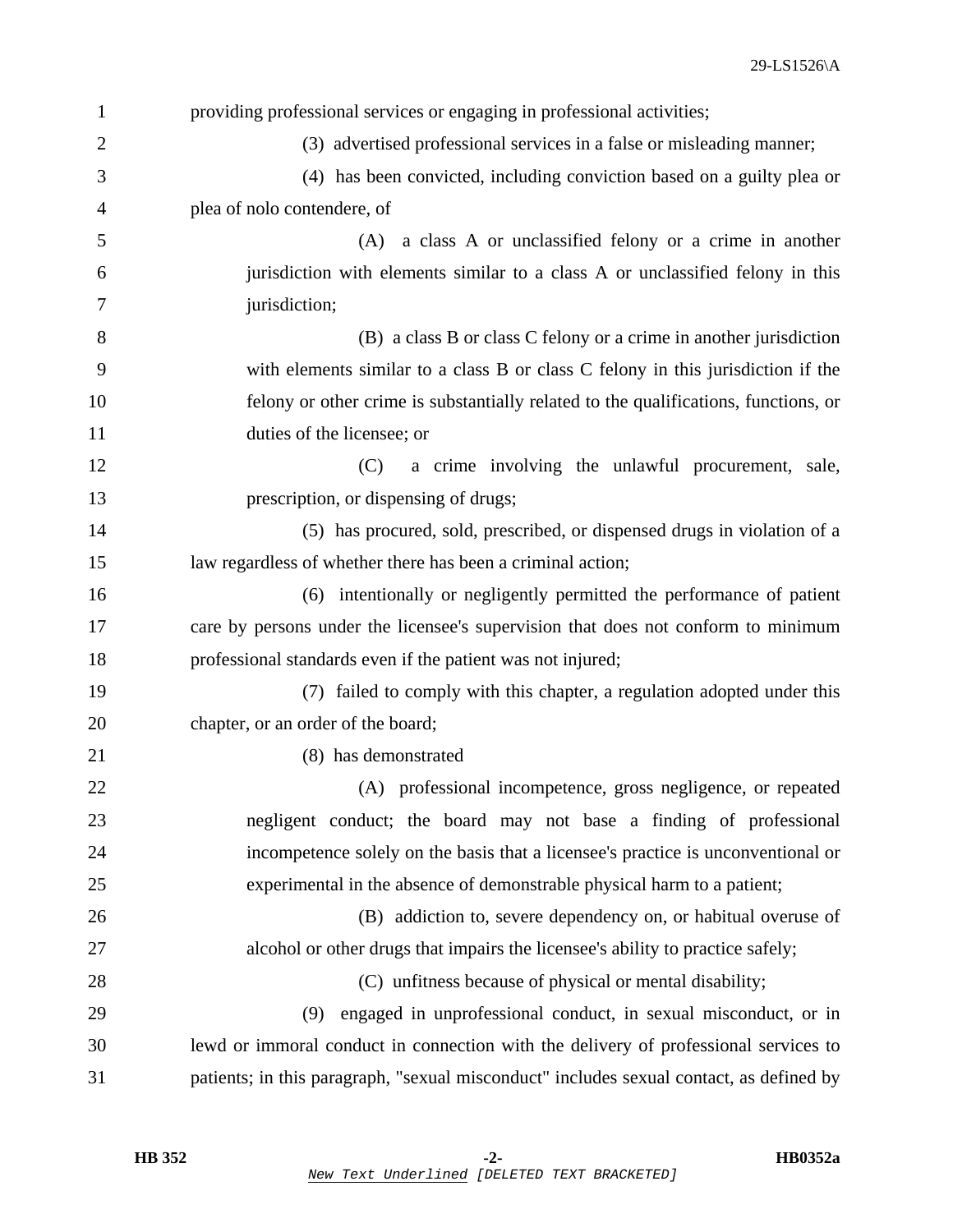providing professional services or engaging in professional activities;

(3) advertised professional services in a false or misleading manner;

(4) has been convicted, including conviction based on a guilty plea or plea of nolo contendere, of

(A) a class A or unclassified felony or a crime in another jurisdiction with elements similar to a class A or unclassified felony in this jurisdiction;

(B) a class B or class C felony or a crime in another jurisdiction with elements similar to a class B or class C felony in this jurisdiction if the felony or other crime is substantially related to the qualifications, functions, or duties of the licensee; or

(C) a crime involving the unlawful procurement, sale, prescription, or dispensing of drugs;

(5) has procured, sold, prescribed, or dispensed drugs in violation of a law regardless of whether there has been a criminal action;

(6) intentionally or negligently permitted the performance of patient care by persons under the licensee's supervision that does not conform to minimum professional standards even if the patient was not injured;

(7) failed to comply with this chapter, a regulation adopted under this chapter, or an order of the board;

(8) has demonstrated

(A) professional incompetence, gross negligence, or repeated negligent conduct; the board may not base a finding of professional incompetence solely on the basis that a licensee's practice is unconventional or experimental in the absence of demonstrable physical harm to a patient;

(B) addiction to, severe dependency on, or habitual overuse of alcohol or other drugs that impairs the licensee's ability to practice safely;

(C) unfitness because of physical or mental disability;

(9) engaged in unprofessional conduct, in sexual misconduct, or in lewd or immoral conduct in connection with the delivery of professional services to patients; in this paragraph, "sexual misconduct" includes sexual contact, as defined by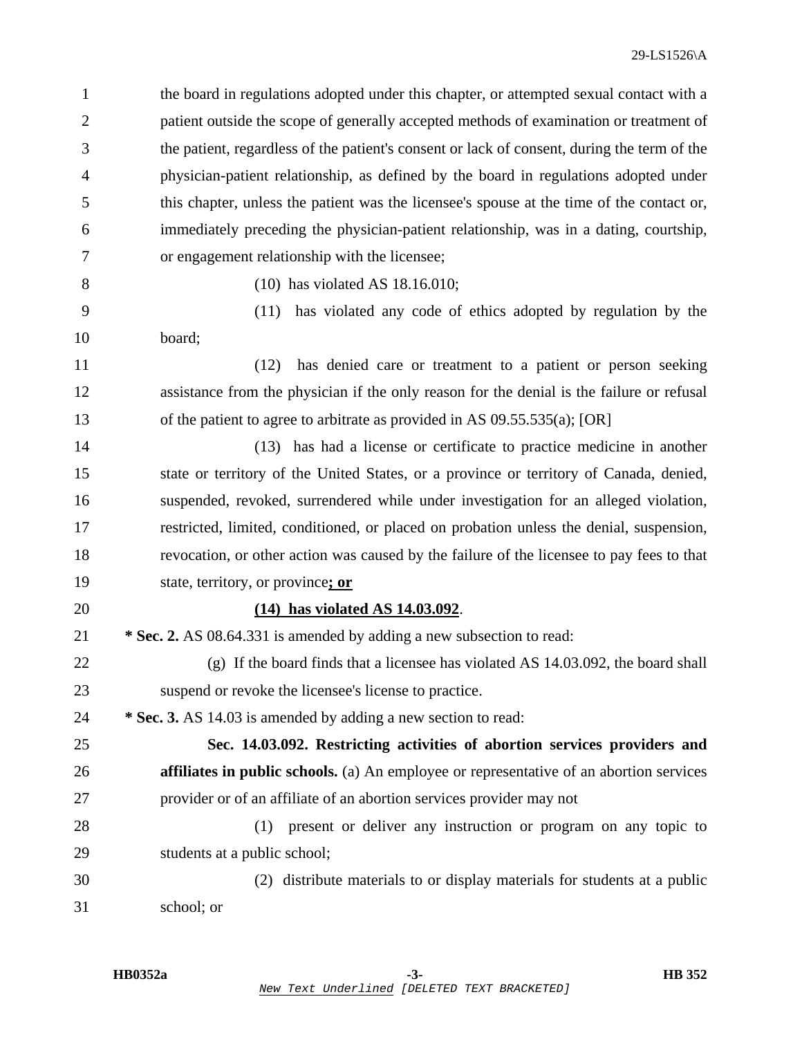the board in regulations adopted under this chapter, or attempted sexual contact with a patient outside the scope of generally accepted methods of examination or treatment of the patient, regardless of the patient's consent or lack of consent, during the term of the physician-patient relationship, as defined by the board in regulations adopted under this chapter, unless the patient was the licensee's spouse at the time of the contact or, immediately preceding the physician-patient relationship, was in a dating, courtship, or engagement relationship with the licensee;

(10) has violated AS 18.16.010;

(11) has violated any code of ethics adopted by regulation by the board;

(12) has denied care or treatment to a patient or person seeking assistance from the physician if the only reason for the denial is the failure or refusal of the patient to agree to arbitrate as provided in AS 09.55.535(a); [OR]

(13) has had a license or certificate to practice medicine in another state or territory of the United States, or a province or territory of Canada, denied, suspended, revoked, surrendered while under investigation for an alleged violation, restricted, limited, conditioned, or placed on probation unless the denial, suspension, revocation, or other action was caused by the failure of the licensee to pay fees to that state, territory, or province<u>**; or**</u>

<u>**(14) has violated AS 14.03.092**</u>.

**\* Sec. 2.** AS 08.64.331 is amended by adding a new subsection to read:

(g) If the board finds that a licensee has violated AS 14.03.092, the board shall suspend or revoke the licensee's license to practice.

**\* Sec. 3.** AS 14.03 is amended by adding a new section to read:

**Sec. 14.03.092. Restricting activities of abortion services providers and affiliates in public schools.** (a) An employee or representative of an abortion services provider or of an affiliate of an abortion services provider may not

(1) present or deliver any instruction or program on any topic to students at a public school;

(2) distribute materials to or display materials for students at a public school; or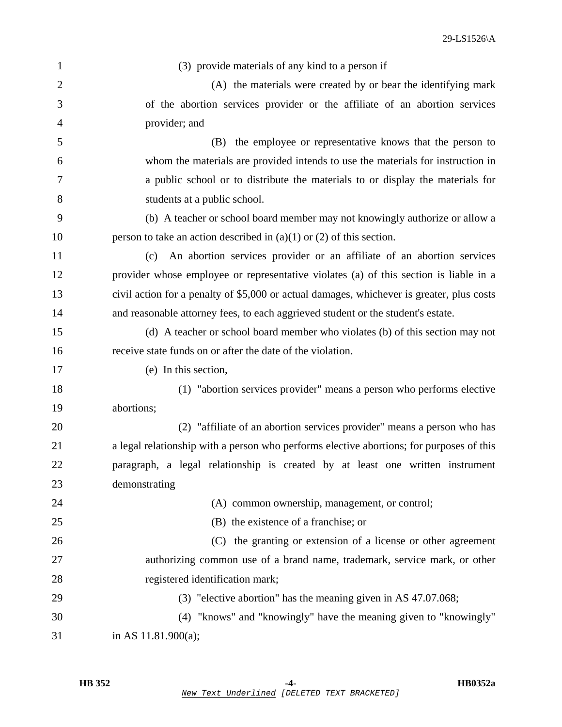(3) provide materials of any kind to a person if

(A) the materials were created by or bear the identifying mark of the abortion services provider or the affiliate of an abortion services provider; and

(B) the employee or representative knows that the person to whom the materials are provided intends to use the materials for instruction in a public school or to distribute the materials to or display the materials for students at a public school.

(b) A teacher or school board member may not knowingly authorize or allow a person to take an action described in (a)(1) or (2) of this section.

(c) An abortion services provider or an affiliate of an abortion services provider whose employee or representative violates (a) of this section is liable in a civil action for a penalty of $5,000 or actual damages, whichever is greater, plus costs and reasonable attorney fees, to each aggrieved student or the student's estate.

(d) A teacher or school board member who violates (b) of this section may not receive state funds on or after the date of the violation.

(e) In this section,

(1) "abortion services provider" means a person who performs elective abortions;

(2) "affiliate of an abortion services provider" means a person who has a legal relationship with a person who performs elective abortions; for purposes of this paragraph, a legal relationship is created by at least one written instrument demonstrating

(A) common ownership, management, or control;

(B) the existence of a franchise; or

(C) the granting or extension of a license or other agreement authorizing common use of a brand name, trademark, service mark, or other registered identification mark;

(3) "elective abortion" has the meaning given in AS 47.07.068;

(4) "knows" and "knowingly" have the meaning given to "knowingly" in AS 11.81.900(a);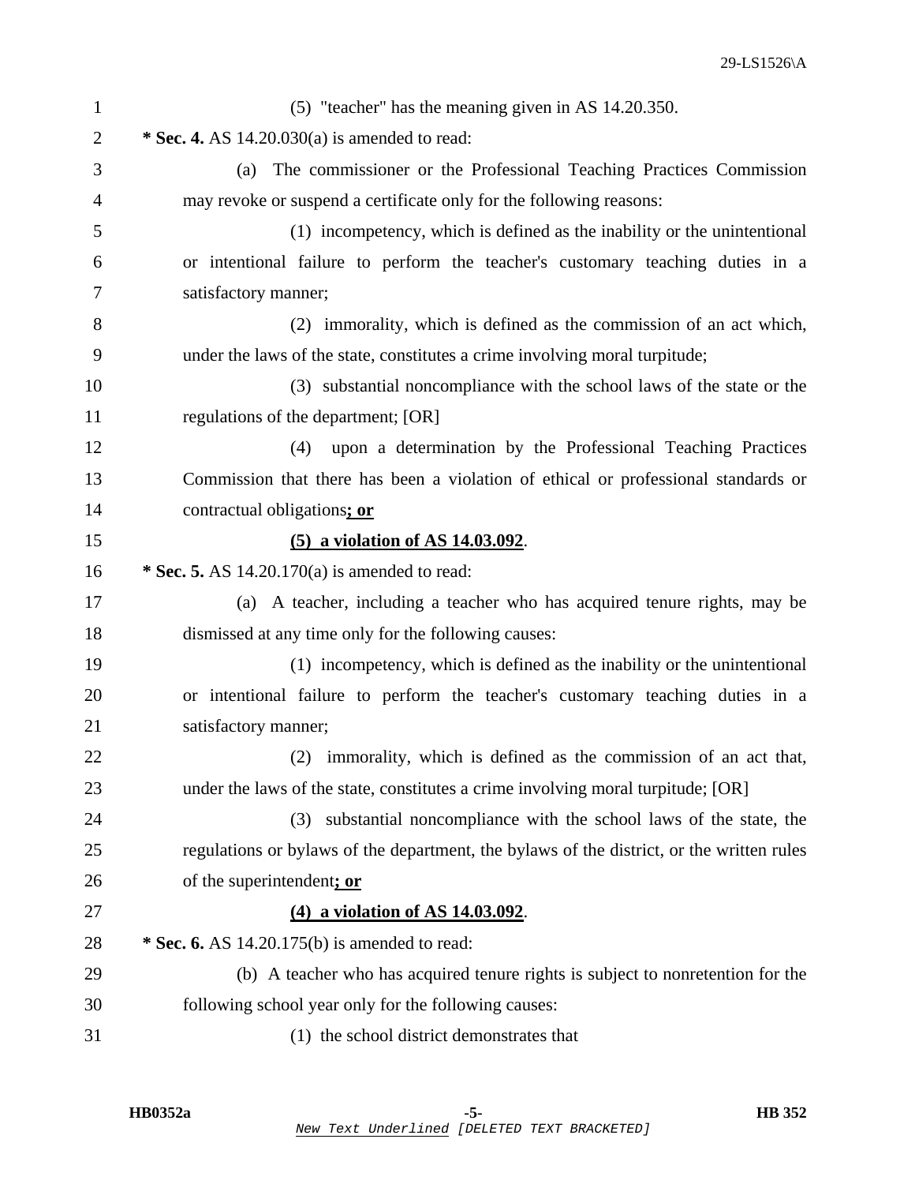(5) "teacher" has the meaning given in AS 14.20.350.

**\* Sec. 4.** AS 14.20.030(a) is amended to read:

(a) The commissioner or the Professional Teaching Practices Commission may revoke or suspend a certificate only for the following reasons:

(1) incompetency, which is defined as the inability or the unintentional or intentional failure to perform the teacher's customary teaching duties in a satisfactory manner;

(2) immorality, which is defined as the commission of an act which, under the laws of the state, constitutes a crime involving moral turpitude;

(3) substantial noncompliance with the school laws of the state or the regulations of the department; [OR]

(4) upon a determination by the Professional Teaching Practices Commission that there has been a violation of ethical or professional standards or contractual obligations<u>**; or**</u>

<u>**(5) a violation of AS 14.03.092**</u>.

**\* Sec. 5.** AS 14.20.170(a) is amended to read:

(a) A teacher, including a teacher who has acquired tenure rights, may be dismissed at any time only for the following causes:

(1) incompetency, which is defined as the inability or the unintentional or intentional failure to perform the teacher's customary teaching duties in a satisfactory manner;

(2) immorality, which is defined as the commission of an act that, under the laws of the state, constitutes a crime involving moral turpitude; [OR]

(3) substantial noncompliance with the school laws of the state, the regulations or bylaws of the department, the bylaws of the district, or the written rules of the superintendent<u>**; or**</u>

<u>**(4) a violation of AS 14.03.092**</u>.

**\* Sec. 6.** AS 14.20.175(b) is amended to read:

(b) A teacher who has acquired tenure rights is subject to nonretention for the following school year only for the following causes:

(1) the school district demonstrates that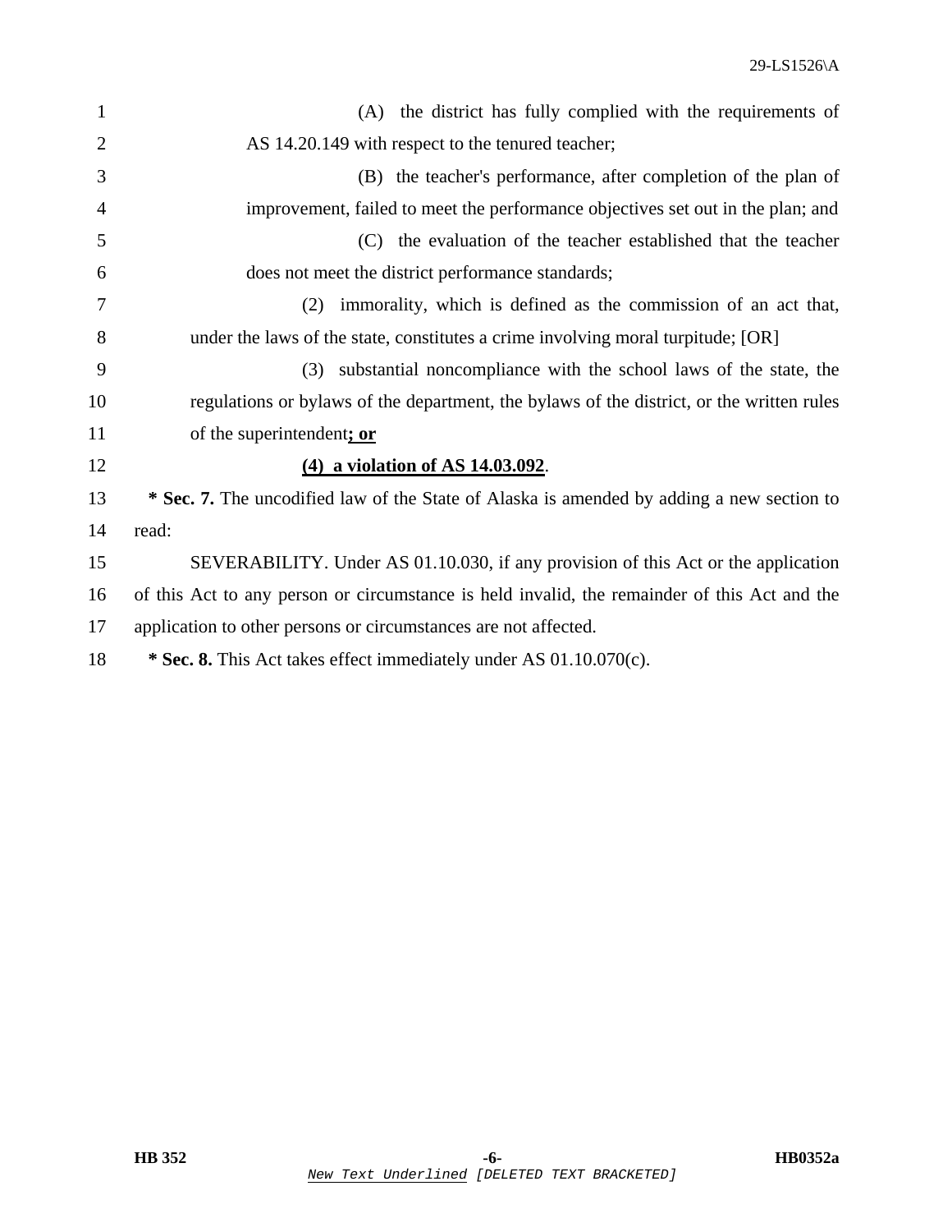(A) the district has fully complied with the requirements of AS 14.20.149 with respect to the tenured teacher;

(B) the teacher's performance, after completion of the plan of improvement, failed to meet the performance objectives set out in the plan; and

(C) the evaluation of the teacher established that the teacher does not meet the district performance standards;

(2) immorality, which is defined as the commission of an act that, under the laws of the state, constitutes a crime involving moral turpitude; [OR]

(3) substantial noncompliance with the school laws of the state, the regulations or bylaws of the department, the bylaws of the district, or the written rules of the superintendent**; or**

**(4) a violation of AS 14.03.092**.

**\* Sec. 7.** The uncodified law of the State of Alaska is amended by adding a new section to read:

SEVERABILITY. Under AS 01.10.030, if any provision of this Act or the application of this Act to any person or circumstance is held invalid, the remainder of this Act and the application to other persons or circumstances are not affected.

**\* Sec. 8.** This Act takes effect immediately under AS 01.10.070(c).